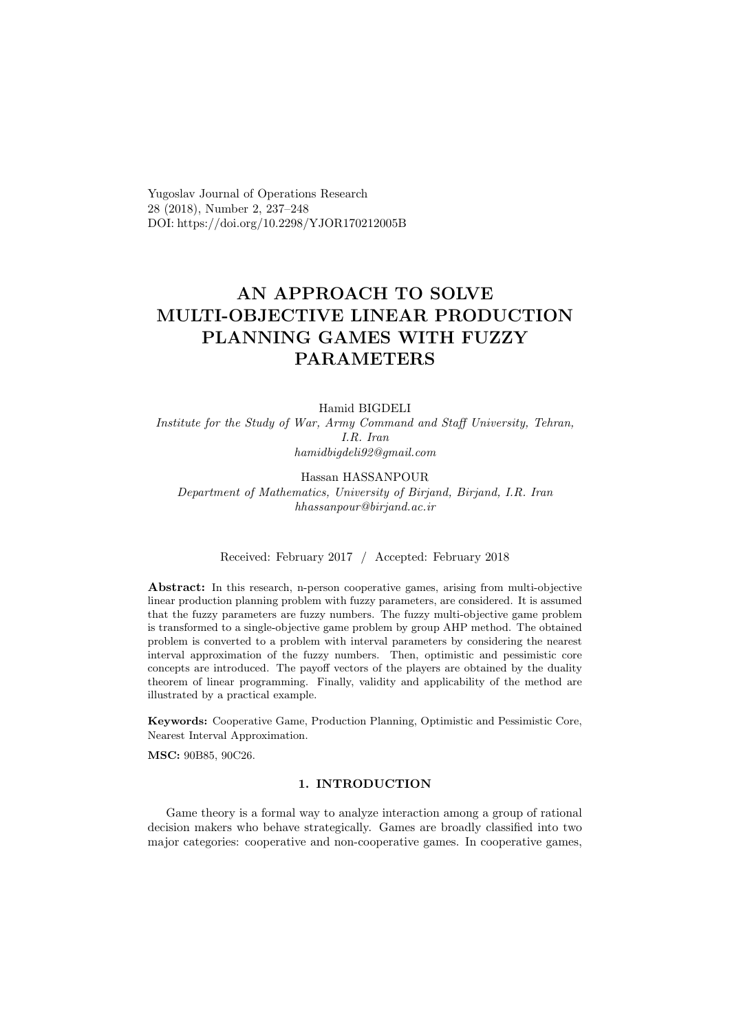Yugoslav Journal of Operations Research
28 (2018), Number 2, 237–248
DOI: https://doi.org/10.2298/YJOR170212005B

# AN APPROACH TO SOLVE MULTI-OBJECTIVE LINEAR PRODUCTION PLANNING GAMES WITH FUZZY PARAMETERS

Hamid BIGDELI
*Institute for the Study of War, Army Command and Staff University, Tehran, I.R. Iran*
*hamidbigdeli92@gmail.com*

Hassan HASSANPOUR
*Department of Mathematics, University of Birjand, Birjand, I.R. Iran*
*hhassanpour@birjand.ac.ir*

Received: February 2017 / Accepted: February 2018

**Abstract:** In this research, n-person cooperative games, arising from multi-objective linear production planning problem with fuzzy parameters, are considered. It is assumed that the fuzzy parameters are fuzzy numbers. The fuzzy multi-objective game problem is transformed to a single-objective game problem by group AHP method. The obtained problem is converted to a problem with interval parameters by considering the nearest interval approximation of the fuzzy numbers. Then, optimistic and pessimistic core concepts are introduced. The payoff vectors of the players are obtained by the duality theorem of linear programming. Finally, validity and applicability of the method are illustrated by a practical example.

**Keywords:** Cooperative Game, Production Planning, Optimistic and Pessimistic Core, Nearest Interval Approximation.

**MSC:** 90B85, 90C26.

## 1. INTRODUCTION

Game theory is a formal way to analyze interaction among a group of rational decision makers who behave strategically. Games are broadly classified into two major categories: cooperative and non-cooperative games. In cooperative games,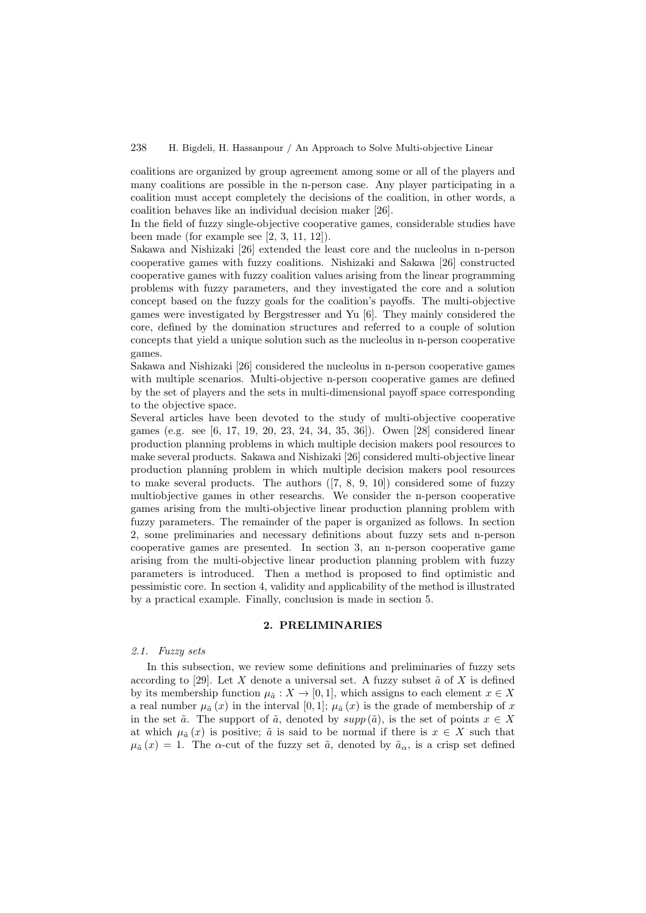coalitions are organized by group agreement among some or all of the players and many coalitions are possible in the n-person case. Any player participating in a coalition must accept completely the decisions of the coalition, in other words, a coalition behaves like an individual decision maker [26].

In the field of fuzzy single-objective cooperative games, considerable studies have been made (for example see [2, 3, 11, 12]).

Sakawa and Nishizaki [26] extended the least core and the nucleolus in n-person cooperative games with fuzzy coalitions. Nishizaki and Sakawa [26] constructed cooperative games with fuzzy coalition values arising from the linear programming problems with fuzzy parameters, and they investigated the core and a solution concept based on the fuzzy goals for the coalition's payoffs. The multi-objective games were investigated by Bergstresser and Yu [6]. They mainly considered the core, defined by the domination structures and referred to a couple of solution concepts that yield a unique solution such as the nucleolus in n-person cooperative games.

Sakawa and Nishizaki [26] considered the nucleolus in n-person cooperative games with multiple scenarios. Multi-objective n-person cooperative games are defined by the set of players and the sets in multi-dimensional payoff space corresponding to the objective space.

Several articles have been devoted to the study of multi-objective cooperative games (e.g. see [6, 17, 19, 20, 23, 24, 34, 35, 36]). Owen [28] considered linear production planning problems in which multiple decision makers pool resources to make several products. Sakawa and Nishizaki [26] considered multi-objective linear production planning problem in which multiple decision makers pool resources to make several products. The authors ([7, 8, 9, 10]) considered some of fuzzy multiobjective games in other researchs. We consider the n-person cooperative games arising from the multi-objective linear production planning problem with fuzzy parameters. The remainder of the paper is organized as follows. In section 2, some preliminaries and necessary definitions about fuzzy sets and n-person cooperative games are presented. In section 3, an n-person cooperative game arising from the multi-objective linear production planning problem with fuzzy parameters is introduced. Then a method is proposed to find optimistic and pessimistic core. In section 4, validity and applicability of the method is illustrated by a practical example. Finally, conclusion is made in section 5.

## 2. PRELIMINARIES

### *2.1. Fuzzy sets*

In this subsection, we review some definitions and preliminaries of fuzzy sets according to [29]. Let $X$ denote a universal set. A fuzzy subset $\tilde{a}$ of $X$ is defined by its membership function $\mu_{\tilde{a}} : X \to [0, 1]$, which assigns to each element $x \in X$ a real number $\mu_{\tilde{a}}(x)$ in the interval $[0, 1]$; $\mu_{\tilde{a}}(x)$ is the grade of membership of $x$ in the set $\tilde{a}$. The support of $\tilde{a}$, denoted by $supp(\tilde{a})$, is the set of points $x \in X$ at which $\mu_{\tilde{a}}(x)$ is positive; $\tilde{a}$ is said to be normal if there is $x \in X$ such that $\mu_{\tilde{a}}(x) = 1$. The $\alpha$-cut of the fuzzy set $\tilde{a}$, denoted by $\tilde{a}_{\alpha}$, is a crisp set defined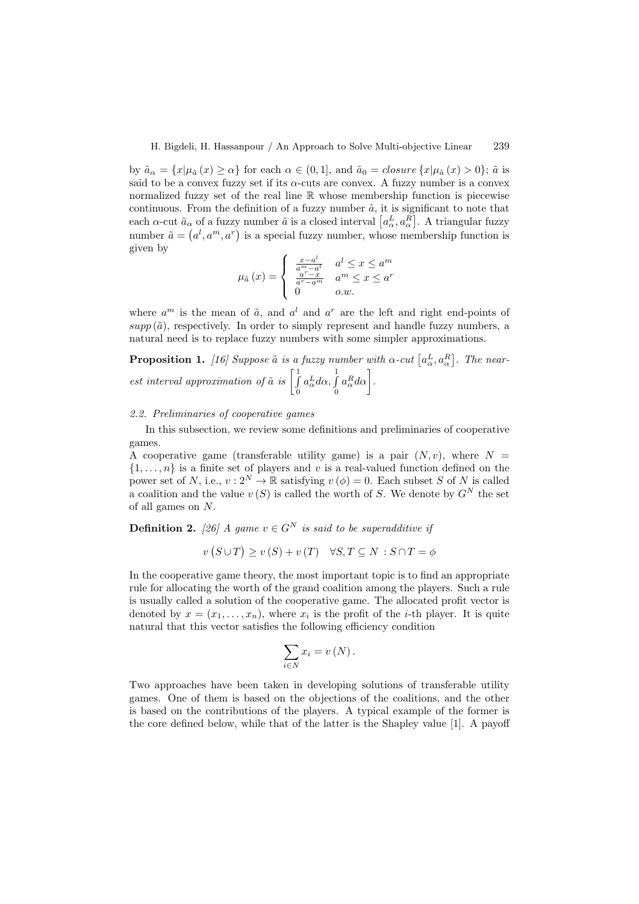by $\tilde{a}_\alpha = \{x|\mu_{\tilde{a}}(x) \geq \alpha\}$ for each $\alpha \in (0, 1]$, and $\tilde{a}_0 = closure\{x|\mu_{\tilde{a}}(x) > 0\}$; $\tilde{a}$ is said to be a convex fuzzy set if its $\alpha$-cuts are convex. A fuzzy number is a convex normalized fuzzy set of the real line $\mathbb{R}$ whose membership function is piecewise continuous. From the definition of a fuzzy number $\tilde{a}$, it is significant to note that each $\alpha$-cut $\tilde{a}_\alpha$ of a fuzzy number $\tilde{a}$ is a closed interval $\left[a^L_\alpha, a^R_\alpha\right]$. A triangular fuzzy number $\tilde{a} = \left(a^l, a^m, a^r\right)$ is a special fuzzy number, whose membership function is given by

$$\mu_{\tilde{a}}(x) = \begin{cases} \frac{x-a^l}{a^m-a^l} & a^l \leq x \leq a^m \\ \frac{a^r-x}{a^r-a^m} & a^m \leq x \leq a^r \\ 0 & o.w. \end{cases}$$

where $a^m$ is the mean of $\tilde{a}$, and $a^l$ and $a^r$ are the left and right end-points of $supp(\tilde{a})$, respectively. In order to simply represent and handle fuzzy numbers, a natural need is to replace fuzzy numbers with some simpler approximations.

**Proposition 1.** *[16] Suppose $\tilde{a}$ is a fuzzy number with $\alpha$-cut $\left[a^L_\alpha, a^R_\alpha\right]$. The nearest interval approximation of $\tilde{a}$ is $\left[\int\limits_0^1 a^L_\alpha d\alpha, \int\limits_0^1 a^R_\alpha d\alpha\right]$.*

### 2.2. Preliminaries of cooperative games

In this subsection, we review some definitions and preliminaries of cooperative games.

A cooperative game (transferable utility game) is a pair $(N, v)$, where $N = \{1, \ldots, n\}$ is a finite set of players and $v$ is a real-valued function defined on the power set of $N$, i.e., $v : 2^N \to \mathbb{R}$ satisfying $v(\phi) = 0$. Each subset $S$ of $N$ is called a coalition and the value $v(S)$ is called the worth of $S$. We denote by $G^N$ the set of all games on $N$.

**Definition 2.** *[26] A game $v \in G^N$ is said to be superadditive if*

$$v\left(S \cup T\right) \geq v(S) + v(T) \quad \forall S, T \subseteq N : S \cap T = \phi$$

In the cooperative game theory, the most important topic is to find an appropriate rule for allocating the worth of the grand coalition among the players. Such a rule is usually called a solution of the cooperative game. The allocated profit vector is denoted by $x = (x_1, \ldots, x_n)$, where $x_i$ is the profit of the $i$-th player. It is quite natural that this vector satisfies the following efficiency condition

$$\sum_{i \in N} x_i = v(N).$$

Two approaches have been taken in developing solutions of transferable utility games. One of them is based on the objections of the coalitions, and the other is based on the contributions of the players. A typical example of the former is the core defined below, while that of the latter is the Shapley value [1]. A payoff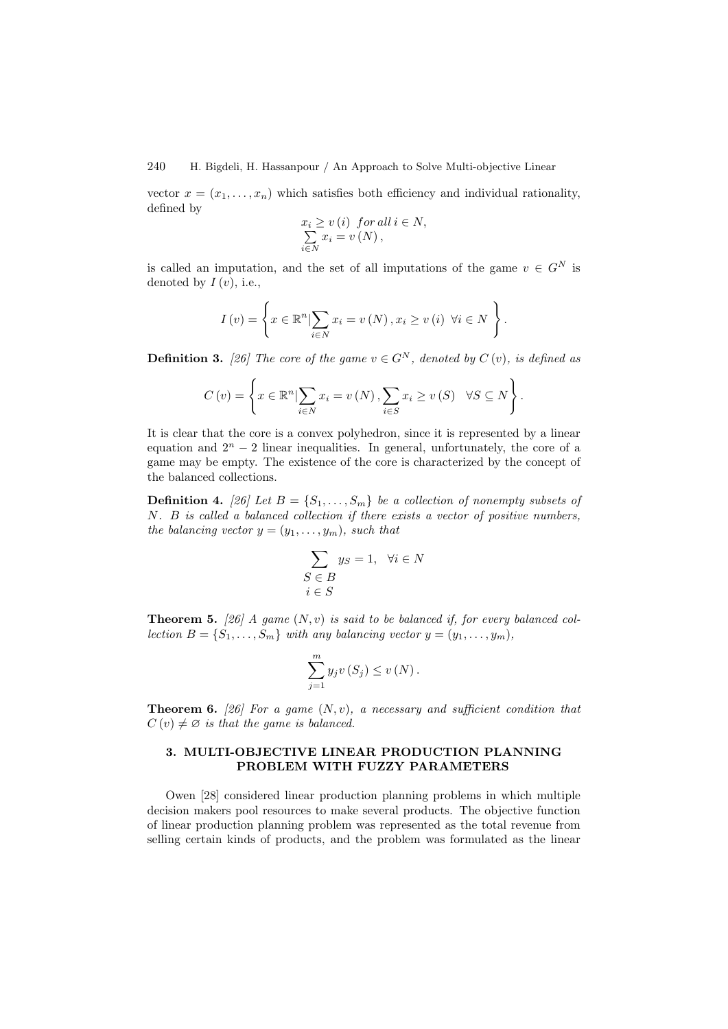vector $x = (x_1, \ldots, x_n)$ which satisfies both efficiency and individual rationality, defined by

$$x_i \geq v(i) \;\; for\, all\, i \in N,$$
$$\sum_{i \in N} x_i = v(N),$$

is called an imputation, and the set of all imputations of the game $v \in G^N$ is denoted by $I(v)$, i.e.,

$$I(v) = \left\{ x \in \mathbb{R}^n | \sum_{i \in N} x_i = v(N), x_i \geq v(i) \;\; \forall i \in N \right\}.$$

**Definition 3.** *[26] The core of the game $v \in G^N$, denoted by $C(v)$, is defined as*

$$C(v) = \left\{ x \in \mathbb{R}^n | \sum_{i \in N} x_i = v(N), \sum_{i \in S} x_i \geq v(S) \quad \forall S \subseteq N \right\}.$$

It is clear that the core is a convex polyhedron, since it is represented by a linear equation and $2^n - 2$ linear inequalities. In general, unfortunately, the core of a game may be empty. The existence of the core is characterized by the concept of the balanced collections.

**Definition 4.** *[26] Let $B = \{S_1, \ldots, S_m\}$ be a collection of nonempty subsets of $N$. $B$ is called a balanced collection if there exists a vector of positive numbers, the balancing vector $y = (y_1, \ldots, y_m)$, such that*

$$\sum_{\substack{S \in B \\ i \in S}} y_S = 1, \quad \forall i \in N$$

**Theorem 5.** *[26] A game $(N, v)$ is said to be balanced if, for every balanced collection $B = \{S_1, \ldots, S_m\}$ with any balancing vector $y = (y_1, \ldots, y_m)$,*

$$\sum_{j=1}^{m} y_j v(S_j) \leq v(N).$$

**Theorem 6.** *[26] For a game $(N, v)$, a necessary and sufficient condition that $C(v) \neq \varnothing$ is that the game is balanced.*

## 3. MULTI-OBJECTIVE LINEAR PRODUCTION PLANNING PROBLEM WITH FUZZY PARAMETERS

Owen [28] considered linear production planning problems in which multiple decision makers pool resources to make several products. The objective function of linear production planning problem was represented as the total revenue from selling certain kinds of products, and the problem was formulated as the linear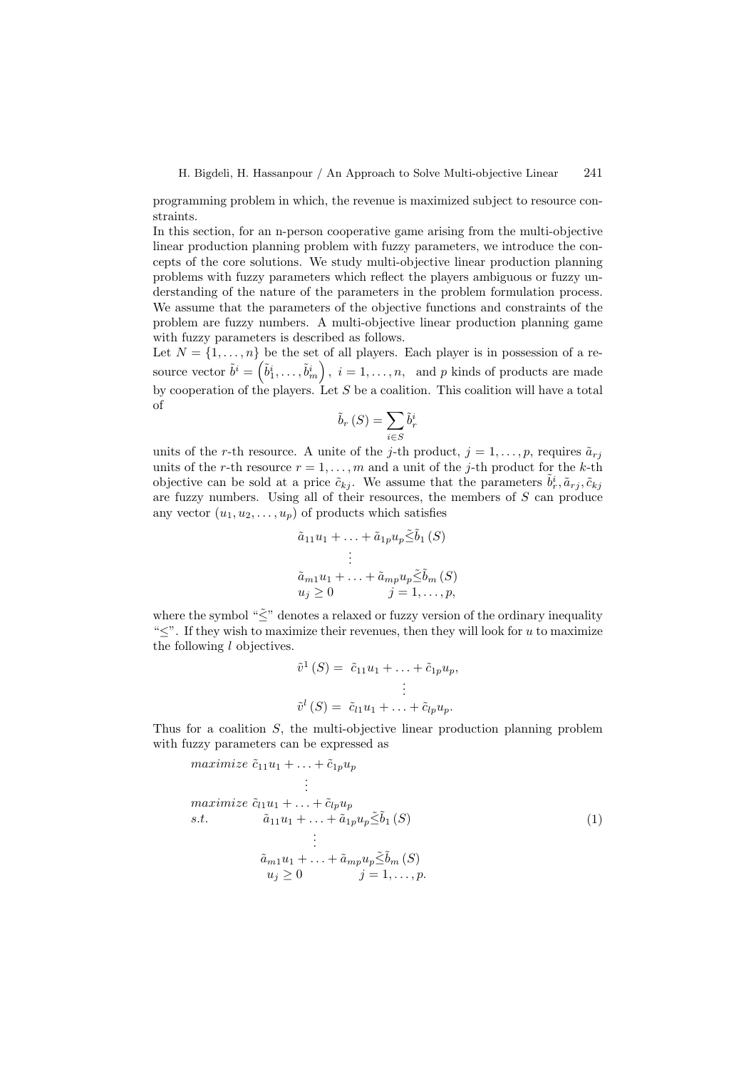programming problem in which, the revenue is maximized subject to resource constraints.

In this section, for an n-person cooperative game arising from the multi-objective linear production planning problem with fuzzy parameters, we introduce the concepts of the core solutions. We study multi-objective linear production planning problems with fuzzy parameters which reflect the players ambiguous or fuzzy understanding of the nature of the parameters in the problem formulation process. We assume that the parameters of the objective functions and constraints of the problem are fuzzy numbers. A multi-objective linear production planning game with fuzzy parameters is described as follows.

Let $N = \{1, \ldots, n\}$ be the set of all players. Each player is in possession of a resource vector $\tilde{b}^i = \left(\tilde{b}^i_1, \ldots, \tilde{b}^i_m\right),\ i = 1, \ldots, n,$ and $p$ kinds of products are made by cooperation of the players. Let $S$ be a coalition. This coalition will have a total of

$$\tilde{b}_r\left(S\right) = \sum_{i \in S} \tilde{b}^i_r$$

units of the $r$-th resource. A unite of the $j$-th product, $j = 1, \ldots, p$, requires $\tilde{a}_{rj}$ units of the $r$-th resource $r = 1, \ldots, m$ and a unit of the $j$-th product for the $k$-th objective can be sold at a price $\tilde{c}_{kj}$. We assume that the parameters $\tilde{b}^i_r, \tilde{a}_{rj}, \tilde{c}_{kj}$ are fuzzy numbers. Using all of their resources, the members of $S$ can produce any vector $(u_1, u_2, \ldots, u_p)$ of products which satisfies

$$\begin{array}{ll}
\tilde{a}_{11}u_1 + \ldots + \tilde{a}_{1p}u_p \tilde{\leq} \tilde{b}_1\left(S\right) & \\
\qquad \vdots & \\
\tilde{a}_{m1}u_1 + \ldots + \tilde{a}_{mp}u_p \tilde{\leq} \tilde{b}_m\left(S\right) & \\
u_j \geq 0 & j = 1, \ldots, p,
\end{array}$$

where the symbol "$\tilde{\leq}$" denotes a relaxed or fuzzy version of the ordinary inequality "$\leq$". If they wish to maximize their revenues, then they will look for $u$ to maximize the following $l$ objectives.

$$\begin{aligned}
\tilde{v}^1\left(S\right) &= \tilde{c}_{11}u_1 + \ldots + \tilde{c}_{1p}u_p, \\
&\ \ \vdots \\
\tilde{v}^l\left(S\right) &= \tilde{c}_{l1}u_1 + \ldots + \tilde{c}_{lp}u_p.
\end{aligned}$$

Thus for a coalition $S$, the multi-objective linear production planning problem with fuzzy parameters can be expressed as

$$\begin{array}{lll}
maximize\ \tilde{c}_{11}u_1 + \ldots + \tilde{c}_{1p}u_p & & \\
\qquad \vdots & & \\
maximize\ \tilde{c}_{l1}u_1 + \ldots + \tilde{c}_{lp}u_p & & \\
s.t. \qquad \tilde{a}_{11}u_1 + \ldots + \tilde{a}_{1p}u_p \tilde{\leq} \tilde{b}_1\left(S\right) & & (1) \\
\qquad \qquad \vdots & & \\
\qquad \quad \tilde{a}_{m1}u_1 + \ldots + \tilde{a}_{mp}u_p \tilde{\leq} \tilde{b}_m\left(S\right) & & \\
\qquad \quad u_j \geq 0 \qquad \qquad j = 1, \ldots, p. & &
\end{array}$$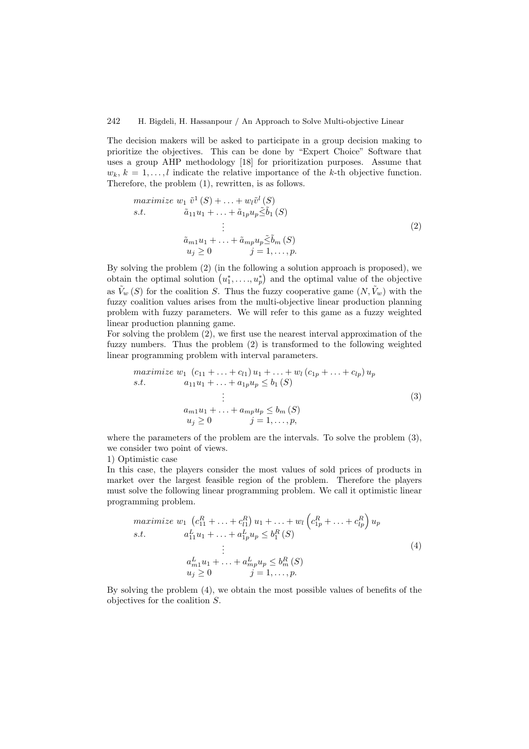The decision makers will be asked to participate in a group decision making to prioritize the objectives. This can be done by "Expert Choice" Software that uses a group AHP methodology [18] for prioritization purposes. Assume that $w_k$, $k = 1, \ldots, l$ indicate the relative importance of the $k$-th objective function. Therefore, the problem (1), rewritten, is as follows.

$$
\begin{array}{ll}
maximize & w_1 \; \tilde{v}^1 (S) + \ldots + w_l \tilde{v}^l (S) \\
s.t. & \tilde{a}_{11} u_1 + \ldots + \tilde{a}_{1p} u_p \tilde{\lesssim} \tilde{b}_1 (S) \\
 & \vdots \\
 & \tilde{a}_{m1} u_1 + \ldots + \tilde{a}_{mp} u_p \tilde{\lesssim} \tilde{b}_m (S) \\
 & u_j \geq 0 \qquad j = 1, \ldots, p.
\end{array} \tag{2}
$$

By solving the problem (2) (in the following a solution approach is proposed), we obtain the optimal solution $\left(u_1^*, \ldots, u_p^*\right)$ and the optimal value of the objective as $\tilde{V}_w (S)$ for the coalition $S$. Thus the fuzzy cooperative game $(N, \tilde{V}_w)$ with the fuzzy coalition values arises from the multi-objective linear production planning problem with fuzzy parameters. We will refer to this game as a fuzzy weighted linear production planning game.

For solving the problem (2), we first use the nearest interval approximation of the fuzzy numbers. Thus the problem (2) is transformed to the following weighted linear programming problem with interval parameters.

$$
\begin{array}{ll}
maximize & w_1 \; (c_{11} + \ldots + c_{l1}) \, u_1 + \ldots + w_l \, (c_{1p} + \ldots + c_{lp}) \, u_p \\
s.t. & a_{11} u_1 + \ldots + a_{1p} u_p \leq b_1 (S) \\
 & \vdots \\
 & a_{m1} u_1 + \ldots + a_{mp} u_p \leq b_m (S) \\
 & u_j \geq 0 \qquad j = 1, \ldots, p,
\end{array} \tag{3}
$$

where the parameters of the problem are the intervals. To solve the problem (3), we consider two point of views.

1) Optimistic case

In this case, the players consider the most values of sold prices of products in market over the largest feasible region of the problem. Therefore the players must solve the following linear programming problem. We call it optimistic linear programming problem.

$$
\begin{array}{ll}
maximize & w_1 \; \left(c_{11}^R + \ldots + c_{l1}^R\right) u_1 + \ldots + w_l \left(c_{1p}^R + \ldots + c_{lp}^R\right) u_p \\
s.t. & a_{11}^L u_1 + \ldots + a_{1p}^L u_p \leq b_1^R (S) \\
 & \vdots \\
 & a_{m1}^L u_1 + \ldots + a_{mp}^L u_p \leq b_m^R (S) \\
 & u_j \geq 0 \qquad j = 1, \ldots, p.
\end{array} \tag{4}
$$

By solving the problem (4), we obtain the most possible values of benefits of the objectives for the coalition $S$.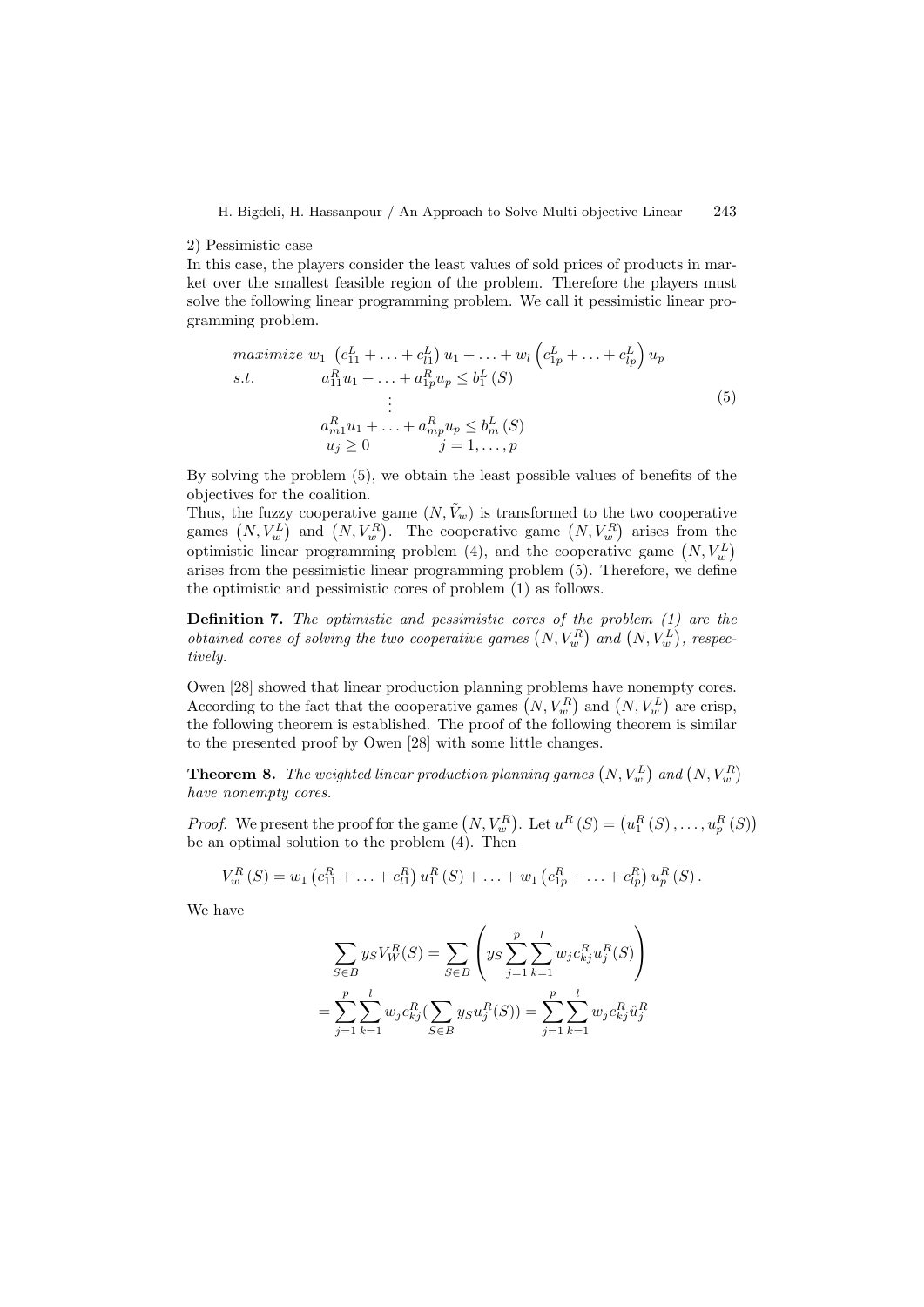2) Pessimistic case

In this case, the players consider the least values of sold prices of products in market over the smallest feasible region of the problem. Therefore the players must solve the following linear programming problem. We call it pessimistic linear programming problem.

$$
\begin{array}{ll}
maximize \ w_1 \ \left(c_{11}^L + \ldots + c_{l1}^L\right) u_1 + \ldots + w_l \left(c_{1p}^L + \ldots + c_{lp}^L\right) u_p & \\
s.t. \qquad a_{11}^R u_1 + \ldots + a_{1p}^R u_p \leq b_1^L (S) & \\
\qquad \qquad \vdots & (5) \\
\qquad \qquad a_{m1}^R u_1 + \ldots + a_{mp}^R u_p \leq b_m^L (S) & \\
\qquad \qquad u_j \geq 0 \qquad \qquad j = 1, \ldots, p &
\end{array}
$$

By solving the problem (5), we obtain the least possible values of benefits of the objectives for the coalition.

Thus, the fuzzy cooperative game $(N, \tilde{V}_w)$ is transformed to the two cooperative games $\left(N, V_w^L\right)$ and $\left(N, V_w^R\right)$. The cooperative game $\left(N, V_w^R\right)$ arises from the optimistic linear programming problem (4), and the cooperative game $\left(N, V_w^L\right)$ arises from the pessimistic linear programming problem (5). Therefore, we define the optimistic and pessimistic cores of problem (1) as follows.

**Definition 7.** *The optimistic and pessimistic cores of the problem (1) are the obtained cores of solving the two cooperative games $\left(N, V_w^R\right)$ and $\left(N, V_w^L\right)$, respectively.*

Owen [28] showed that linear production planning problems have nonempty cores. According to the fact that the cooperative games $\left(N, V_w^R\right)$ and $\left(N, V_w^L\right)$ are crisp, the following theorem is established. The proof of the following theorem is similar to the presented proof by Owen [28] with some little changes.

**Theorem 8.** *The weighted linear production planning games $\left(N, V_w^L\right)$ and $\left(N, V_w^R\right)$ have nonempty cores.*

*Proof.* We present the proof for the game $\left(N, V_w^R\right)$. Let $u^R (S) = \left(u_1^R (S), \ldots, u_p^R (S)\right)$ be an optimal solution to the problem (4). Then

$$
V_w^R (S) = w_1 \left(c_{11}^R + \ldots + c_{l1}^R\right) u_1^R (S) + \ldots + w_1 \left(c_{1p}^R + \ldots + c_{lp}^R\right) u_p^R (S) .
$$

We have

$$
\sum_{S \in B} y_S V_W^R(S) = \sum_{S \in B} \left( y_S \sum_{j=1}^{p} \sum_{k=1}^{l} w_j c_{kj}^R u_j^R(S) \right)
$$

$$
= \sum_{j=1}^{p} \sum_{k=1}^{l} w_j c_{kj}^R ( \sum_{S \in B} y_S u_j^R(S)) = \sum_{j=1}^{p} \sum_{k=1}^{l} w_j c_{kj}^R \hat{u}_j^R
$$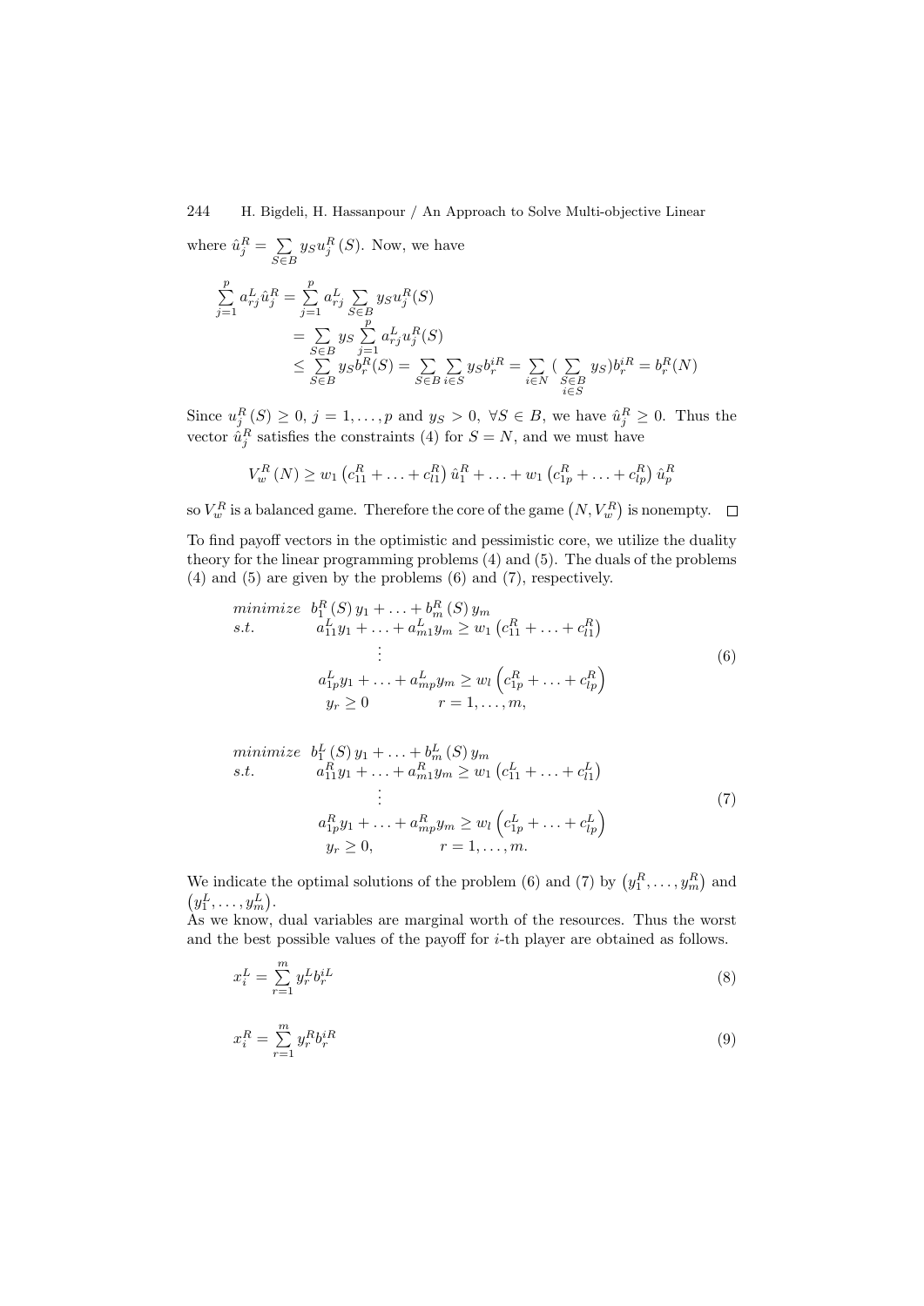where $\hat{u}_j^R = \sum_{S \in B} y_S u_j^R(S)$. Now, we have

$$
\begin{aligned}
\sum_{j=1}^{p} a_{rj}^L \hat{u}_j^R &= \sum_{j=1}^{p} a_{rj}^L \sum_{S \in B} y_S u_j^R(S) \\
&= \sum_{S \in B} y_S \sum_{j=1}^{p} a_{rj}^L u_j^R(S) \\
&\leq \sum_{S \in B} y_S b_r^R(S) = \sum_{S \in B} \sum_{i \in S} y_S b_r^{iR} = \sum_{i \in N} \big(\sum_{\substack{S \in B \\ i \in S}} y_S\big) b_r^{iR} = b_r^R(N)
\end{aligned}
$$

Since $u_j^R(S) \geq 0$, $j = 1, \ldots, p$ and $y_S > 0$, $\forall S \in B$, we have $\hat{u}_j^R \geq 0$. Thus the vector $\hat{u}_j^R$ satisfies the constraints (4) for $S = N$, and we must have

$$
V_w^R(N) \geq w_1 \left(c_{11}^R + \ldots + c_{l1}^R\right) \hat{u}_1^R + \ldots + w_1 \left(c_{1p}^R + \ldots + c_{lp}^R\right) \hat{u}_p^R
$$

so $V_w^R$ is a balanced game. Therefore the core of the game $\left(N, V_w^R\right)$ is nonempty. $\square$

To find payoff vectors in the optimistic and pessimistic core, we utilize the duality theory for the linear programming problems (4) and (5). The duals of the problems (4) and (5) are given by the problems (6) and (7), respectively.

$$
\begin{aligned}
&\textit{minimize} \quad b_1^R(S) y_1 + \ldots + b_m^R(S) y_m \\
&\textit{s.t.} \qquad a_{11}^L y_1 + \ldots + a_{m1}^L y_m \geq w_1 \left(c_{11}^R + \ldots + c_{l1}^R\right) \\
&\qquad\qquad\qquad \vdots \\
&\qquad\qquad a_{1p}^L y_1 + \ldots + a_{mp}^L y_m \geq w_l \left(c_{1p}^R + \ldots + c_{lp}^R\right) \\
&\qquad\qquad y_r \geq 0 \qquad\qquad r = 1, \ldots, m,
\end{aligned}
\tag{6}
$$

$$
\begin{aligned}
&\textit{minimize} \quad b_1^L(S) y_1 + \ldots + b_m^L(S) y_m \\
&\textit{s.t.} \qquad a_{11}^R y_1 + \ldots + a_{m1}^R y_m \geq w_1 \left(c_{11}^L + \ldots + c_{l1}^L\right) \\
&\qquad\qquad\qquad \vdots \\
&\qquad\qquad a_{1p}^R y_1 + \ldots + a_{mp}^R y_m \geq w_l \left(c_{1p}^L + \ldots + c_{lp}^L\right) \\
&\qquad\qquad y_r \geq 0, \qquad\qquad r = 1, \ldots, m.
\end{aligned}
\tag{7}
$$

We indicate the optimal solutions of the problem (6) and (7) by $\left(y_1^R, \ldots, y_m^R\right)$ and $\left(y_1^L, \ldots, y_m^L\right)$.

As we know, dual variables are marginal worth of the resources. Thus the worst and the best possible values of the payoff for $i$-th player are obtained as follows.

$$
x_i^L = \sum_{r=1}^{m} y_r^L b_r^{iL} \tag{8}
$$

$$
x_i^R = \sum_{r=1}^{m} y_r^R b_r^{iR} \tag{9}
$$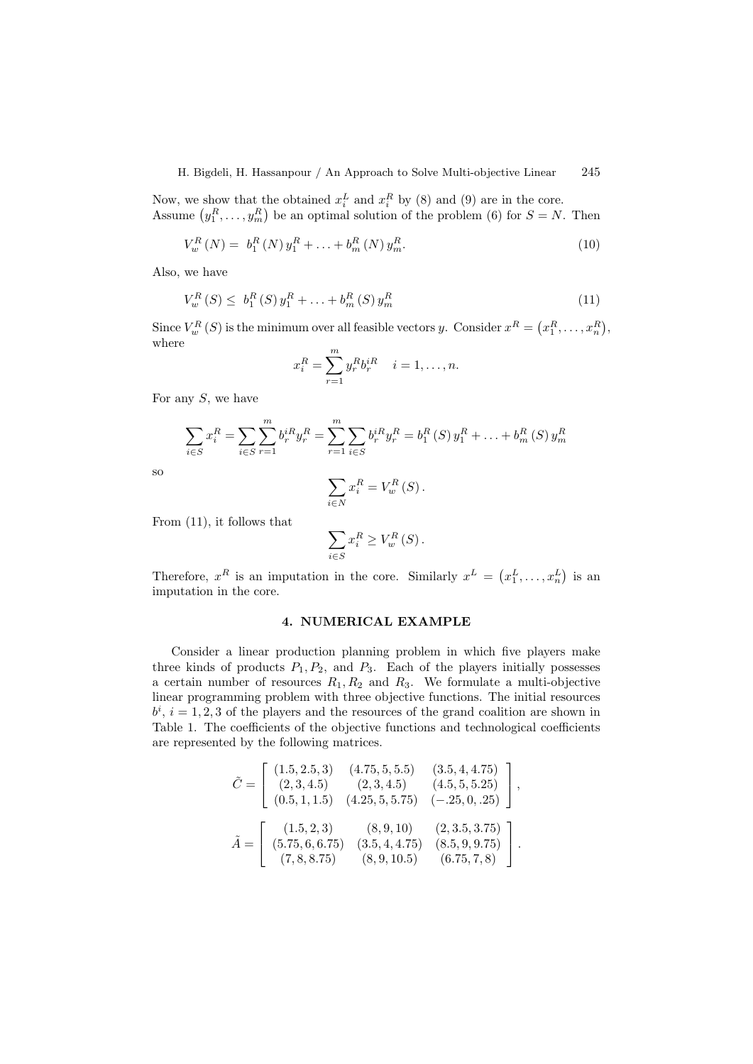Now, we show that the obtained $x_i^L$ and $x_i^R$ by (8) and (9) are in the core. Assume $\left(y_1^R, \ldots, y_m^R\right)$ be an optimal solution of the problem (6) for $S = N$. Then

$$V_w^R(N) = \; b_1^R(N)\, y_1^R + \ldots + b_m^R(N)\, y_m^R. \tag{10}$$

Also, we have

$$V_w^R(S) \leq \; b_1^R(S)\, y_1^R + \ldots + b_m^R(S)\, y_m^R \tag{11}$$

Since $V_w^R(S)$ is the minimum over all feasible vectors $y$. Consider $x^R = \left(x_1^R, \ldots, x_n^R\right)$, where

$$x_i^R = \sum_{r=1}^{m} y_r^R b_r^{iR} \quad i = 1, \ldots, n.$$

For any $S$, we have

$$\sum_{i \in S} x_i^R = \sum_{i \in S} \sum_{r=1}^{m} b_r^{iR} y_r^R = \sum_{r=1}^{m} \sum_{i \in S} b_r^{iR} y_r^R = b_1^R(S)\, y_1^R + \ldots + b_m^R(S)\, y_m^R$$

so

$$\sum_{i \in N} x_i^R = V_w^R(S).$$

From (11), it follows that

$$\sum_{i \in S} x_i^R \geq V_w^R(S).$$

Therefore, $x^R$ is an imputation in the core. Similarly $x^L = \left(x_1^L, \ldots, x_n^L\right)$ is an imputation in the core.

## 4. NUMERICAL EXAMPLE

Consider a linear production planning problem in which five players make three kinds of products $P_1, P_2$, and $P_3$. Each of the players initially possesses a certain number of resources $R_1, R_2$ and $R_3$. We formulate a multi-objective linear programming problem with three objective functions. The initial resources $b^i$, $i = 1, 2, 3$ of the players and the resources of the grand coalition are shown in Table 1. The coefficients of the objective functions and technological coefficients are represented by the following matrices.

$$\tilde{C} = \begin{bmatrix} (1.5, 2.5, 3) & (4.75, 5, 5.5) & (3.5, 4, 4.75) \\ (2, 3, 4.5) & (2, 3, 4.5) & (4.5, 5, 5.25) \\ (0.5, 1, 1.5) & (4.25, 5, 5.75) & (-.25, 0, .25) \end{bmatrix},$$

$$\tilde{A} = \begin{bmatrix} (1.5, 2, 3) & (8, 9, 10) & (2, 3.5, 3.75) \\ (5.75, 6, 6.75) & (3.5, 4, 4.75) & (8.5, 9, 9.75) \\ (7, 8, 8.75) & (8, 9, 10.5) & (6.75, 7, 8) \end{bmatrix}.$$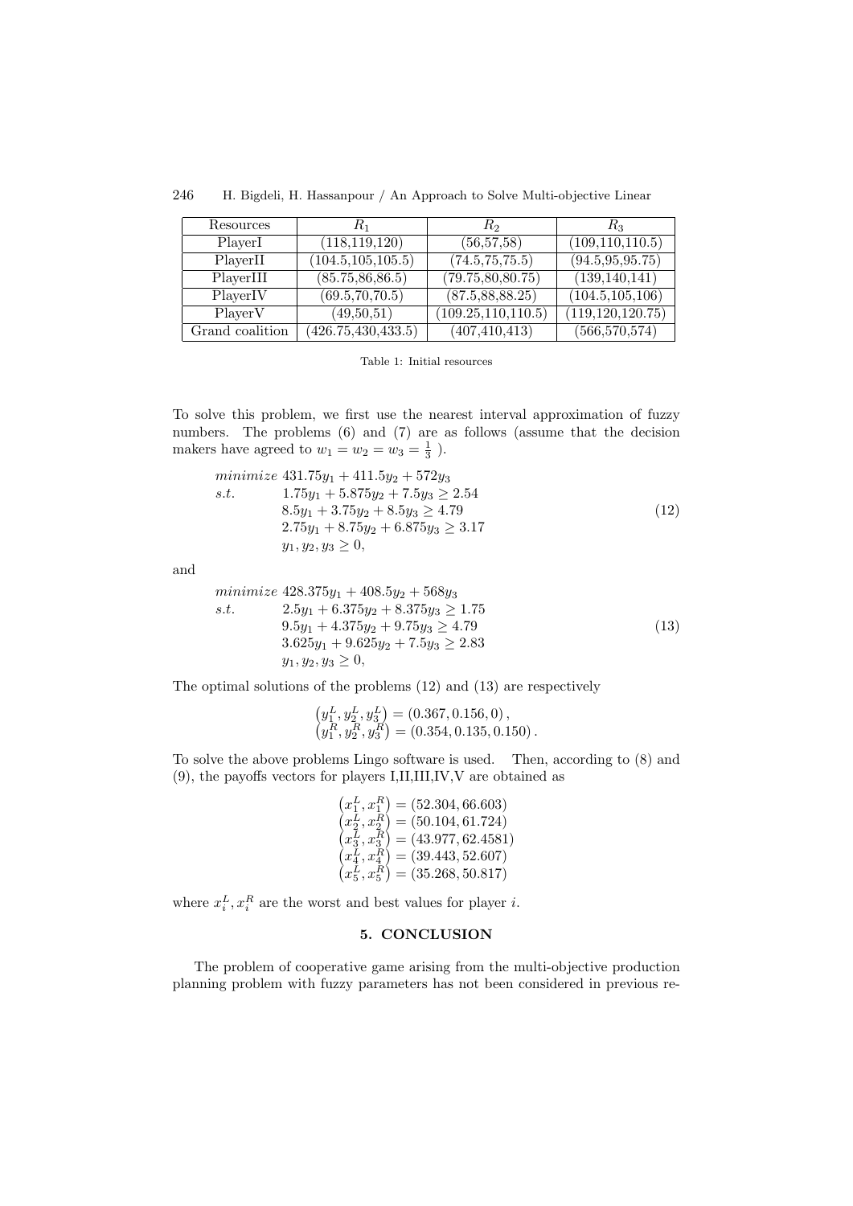| Resources | $R_1$ | $R_2$ | $R_3$ |
|---|---|---|---|
| PlayerI | (118,119,120) | (56,57,58) | (109,110,110.5) |
| PlayerII | (104.5,105,105.5) | (74.5,75,75.5) | (94.5,95,95.75) |
| PlayerIII | (85.75,86,86.5) | (79.75,80,80.75) | (139,140,141) |
| PlayerIV | (69.5,70,70.5) | (87.5,88,88.25) | (104.5,105,106) |
| PlayerV | (49,50,51) | (109.25,110,110.5) | (119,120,120.75) |
| Grand coalition | (426.75,430,433.5) | (407,410,413) | (566,570,574) |

Table 1: Initial resources

To solve this problem, we first use the nearest interval approximation of fuzzy numbers. The problems (6) and (7) are as follows (assume that the decision makers have agreed to $w_1 = w_2 = w_3 = \frac{1}{3}$ ).

$$\begin{array}{ll} minimize & 431.75y_1 + 411.5y_2 + 572y_3 \\ s.t. & 1.75y_1 + 5.875y_2 + 7.5y_3 \geq 2.54 \\ & 8.5y_1 + 3.75y_2 + 8.5y_3 \geq 4.79 \\ & 2.75y_1 + 8.75y_2 + 6.875y_3 \geq 3.17 \\ & y_1, y_2, y_3 \geq 0, \end{array} \tag{12}$$

and

$$\begin{array}{ll} minimize & 428.375y_1 + 408.5y_2 + 568y_3 \\ s.t. & 2.5y_1 + 6.375y_2 + 8.375y_3 \geq 1.75 \\ & 9.5y_1 + 4.375y_2 + 9.75y_3 \geq 4.79 \\ & 3.625y_1 + 9.625y_2 + 7.5y_3 \geq 2.83 \\ & y_1, y_2, y_3 \geq 0, \end{array} \tag{13}$$

The optimal solutions of the problems (12) and (13) are respectively

$$\begin{array}{l} \left(y_1^L, y_2^L, y_3^L\right) = (0.367, 0.156, 0), \\ \left(y_1^R, y_2^R, y_3^R\right) = (0.354, 0.135, 0.150). \end{array}$$

To solve the above problems Lingo software is used. Then, according to (8) and (9), the payoffs vectors for players I,II,III,IV,V are obtained as

$$\begin{array}{l} \left(x_1^L, x_1^R\right) = (52.304, 66.603) \\ \left(x_2^L, x_2^R\right) = (50.104, 61.724) \\ \left(x_3^L, x_3^R\right) = (43.977, 62.4581) \\ \left(x_4^L, x_4^R\right) = (39.443, 52.607) \\ \left(x_5^L, x_5^R\right) = (35.268, 50.817) \end{array}$$

where $x_i^L, x_i^R$ are the worst and best values for player $i$.

## 5. CONCLUSION

The problem of cooperative game arising from the multi-objective production planning problem with fuzzy parameters has not been considered in previous re-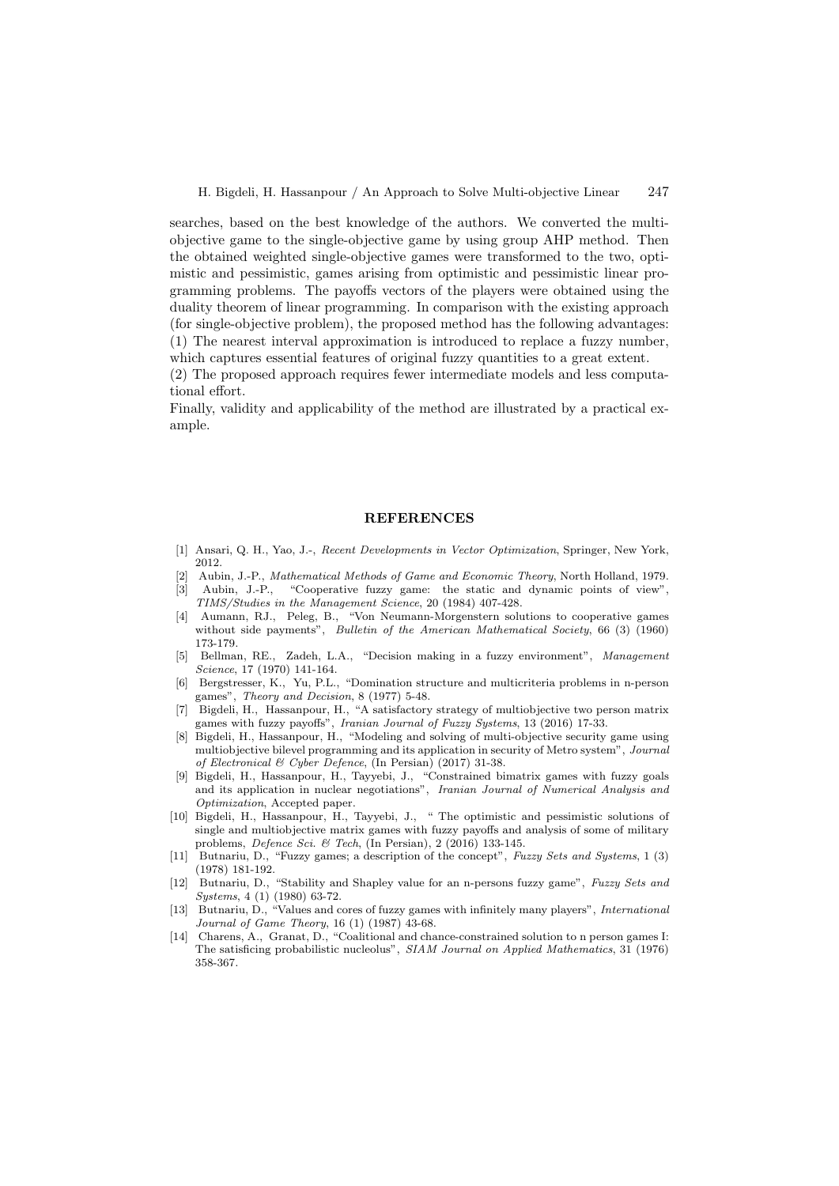searches, based on the best knowledge of the authors. We converted the multi-objective game to the single-objective game by using group AHP method. Then the obtained weighted single-objective games were transformed to the two, optimistic and pessimistic, games arising from optimistic and pessimistic linear programming problems. The payoffs vectors of the players were obtained using the duality theorem of linear programming. In comparison with the existing approach (for single-objective problem), the proposed method has the following advantages:
(1) The nearest interval approximation is introduced to replace a fuzzy number, which captures essential features of original fuzzy quantities to a great extent.
(2) The proposed approach requires fewer intermediate models and less computational effort.
Finally, validity and applicability of the method are illustrated by a practical example.

## REFERENCES

[1] Ansari, Q. H., Yao, J.-, *Recent Developments in Vector Optimization*, Springer, New York, 2012.

[2] Aubin, J.-P., *Mathematical Methods of Game and Economic Theory*, North Holland, 1979.

[3] Aubin, J.-P., "Cooperative fuzzy game: the static and dynamic points of view", *TIMS/Studies in the Management Science*, 20 (1984) 407-428.

[4] Aumann, RJ., Peleg, B., "Von Neumann-Morgenstern solutions to cooperative games without side payments", *Bulletin of the American Mathematical Society*, 66 (3) (1960) 173-179.

[5] Bellman, RE., Zadeh, L.A., "Decision making in a fuzzy environment", *Management Science*, 17 (1970) 141-164.

[6] Bergstresser, K., Yu, P.L., "Domination structure and multicriteria problems in n-person games", *Theory and Decision*, 8 (1977) 5-48.

[7] Bigdeli, H., Hassanpour, H., "A satisfactory strategy of multiobjective two person matrix games with fuzzy payoffs", *Iranian Journal of Fuzzy Systems*, 13 (2016) 17-33.

[8] Bigdeli, H., Hassanpour, H., "Modeling and solving of multi-objective security game using multiobjective bilevel programming and its application in security of Metro system", *Journal of Electronical & Cyber Defence*, (In Persian) (2017) 31-38.

[9] Bigdeli, H., Hassanpour, H., Tayyebi, J., "Constrained bimatrix games with fuzzy goals and its application in nuclear negotiations", *Iranian Journal of Numerical Analysis and Optimization*, Accepted paper.

[10] Bigdeli, H., Hassanpour, H., Tayyebi, J., " The optimistic and pessimistic solutions of single and multiobjective matrix games with fuzzy payoffs and analysis of some of military problems, *Defence Sci. & Tech*, (In Persian), 2 (2016) 133-145.

[11] Butnariu, D., "Fuzzy games; a description of the concept", *Fuzzy Sets and Systems*, 1 (3) (1978) 181-192.

[12] Butnariu, D., "Stability and Shapley value for an n-persons fuzzy game", *Fuzzy Sets and Systems*, 4 (1) (1980) 63-72.

[13] Butnariu, D., "Values and cores of fuzzy games with infinitely many players", *International Journal of Game Theory*, 16 (1) (1987) 43-68.

[14] Charens, A., Granat, D., "Coalitional and chance-constrained solution to n person games I: The satisficing probabilistic nucleolus", *SIAM Journal on Applied Mathematics*, 31 (1976) 358-367.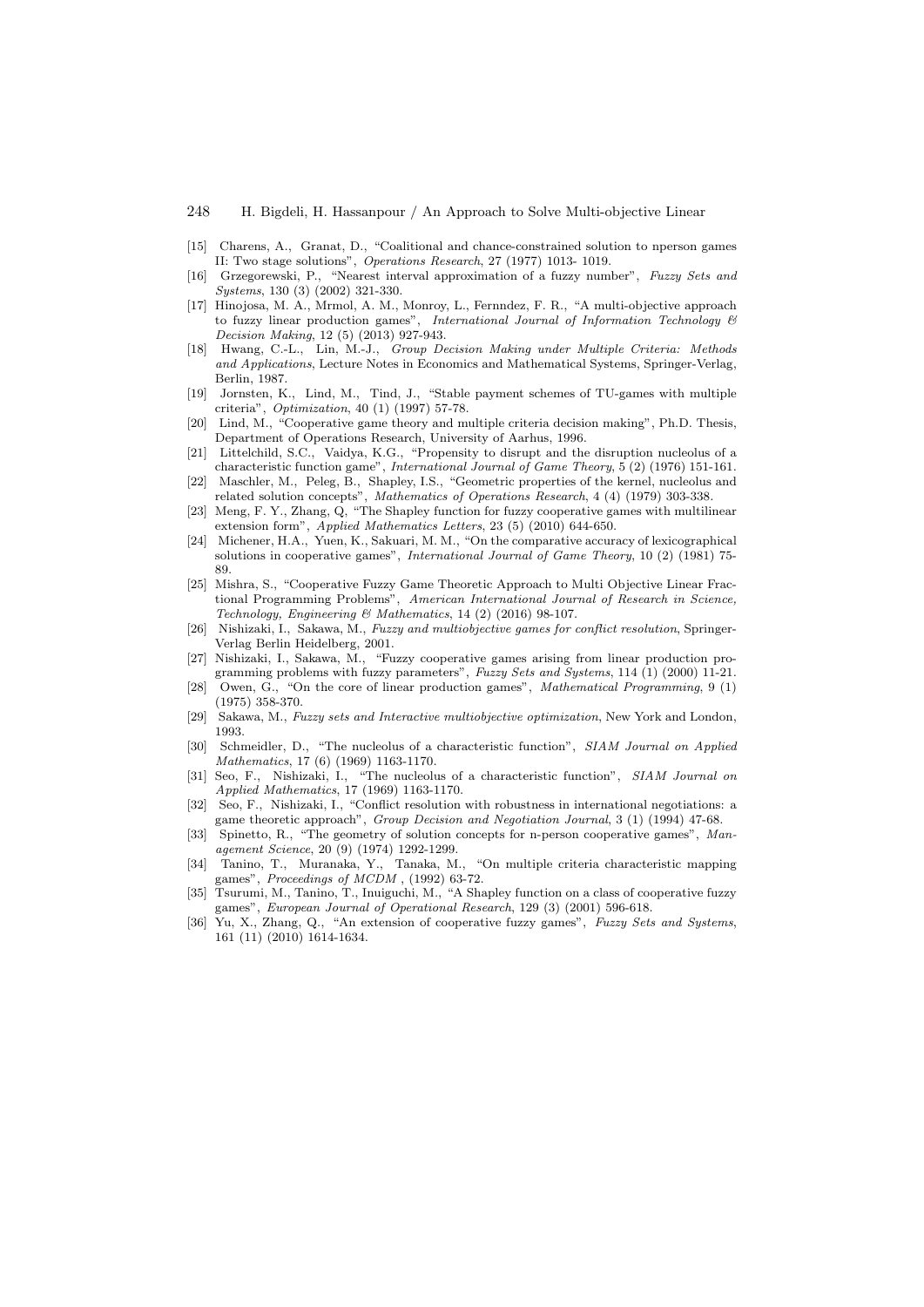[15] Charens, A., Granat, D., "Coalitional and chance-constrained solution to nperson games II: Two stage solutions", *Operations Research*, 27 (1977) 1013- 1019.

[16] Grzegorewski, P., "Nearest interval approximation of a fuzzy number", *Fuzzy Sets and Systems*, 130 (3) (2002) 321-330.

[17] Hinojosa, M. A., Mrmol, A. M., Monroy, L., Fernndez, F. R., "A multi-objective approach to fuzzy linear production games", *International Journal of Information Technology & Decision Making*, 12 (5) (2013) 927-943.

[18] Hwang, C.-L., Lin, M.-J., *Group Decision Making under Multiple Criteria: Methods and Applications*, Lecture Notes in Economics and Mathematical Systems, Springer-Verlag, Berlin, 1987.

[19] Jornsten, K., Lind, M., Tind, J., "Stable payment schemes of TU-games with multiple criteria", *Optimization*, 40 (1) (1997) 57-78.

[20] Lind, M., "Cooperative game theory and multiple criteria decision making", Ph.D. Thesis, Department of Operations Research, University of Aarhus, 1996.

[21] Littelchild, S.C., Vaidya, K.G., "Propensity to disrupt and the disruption nucleolus of a characteristic function game", *International Journal of Game Theory*, 5 (2) (1976) 151-161.

[22] Maschler, M., Peleg, B., Shapley, I.S., "Geometric properties of the kernel, nucleolus and related solution concepts", *Mathematics of Operations Research*, 4 (4) (1979) 303-338.

[23] Meng, F. Y., Zhang, Q, "The Shapley function for fuzzy cooperative games with multilinear extension form", *Applied Mathematics Letters*, 23 (5) (2010) 644-650.

[24] Michener, H.A., Yuen, K., Sakuari, M. M., "On the comparative accuracy of lexicographical solutions in cooperative games", *International Journal of Game Theory*, 10 (2) (1981) 75-89.

[25] Mishra, S., "Cooperative Fuzzy Game Theoretic Approach to Multi Objective Linear Fractional Programming Problems", *American International Journal of Research in Science, Technology, Engineering & Mathematics*, 14 (2) (2016) 98-107.

[26] Nishizaki, I., Sakawa, M., *Fuzzy and multiobjective games for conflict resolution*, Springer-Verlag Berlin Heidelberg, 2001.

[27] Nishizaki, I., Sakawa, M., "Fuzzy cooperative games arising from linear production programming problems with fuzzy parameters", *Fuzzy Sets and Systems*, 114 (1) (2000) 11-21.

[28] Owen, G., "On the core of linear production games", *Mathematical Programming*, 9 (1) (1975) 358-370.

[29] Sakawa, M., *Fuzzy sets and Interactive multiobjective optimization*, New York and London, 1993.

[30] Schmeidler, D., "The nucleolus of a characteristic function", *SIAM Journal on Applied Mathematics*, 17 (6) (1969) 1163-1170.

[31] Seo, F., Nishizaki, I., "The nucleolus of a characteristic function", *SIAM Journal on Applied Mathematics*, 17 (1969) 1163-1170.

[32] Seo, F., Nishizaki, I., "Conflict resolution with robustness in international negotiations: a game theoretic approach", *Group Decision and Negotiation Journal*, 3 (1) (1994) 47-68.

[33] Spinetto, R., "The geometry of solution concepts for n-person cooperative games", *Management Science*, 20 (9) (1974) 1292-1299.

[34] Tanino, T., Muranaka, Y., Tanaka, M., "On multiple criteria characteristic mapping games", *Proceedings of MCDM* , (1992) 63-72.

[35] Tsurumi, M., Tanino, T., Inuiguchi, M., "A Shapley function on a class of cooperative fuzzy games", *European Journal of Operational Research*, 129 (3) (2001) 596-618.

[36] Yu, X., Zhang, Q., "An extension of cooperative fuzzy games", *Fuzzy Sets and Systems*, 161 (11) (2010) 1614-1634.